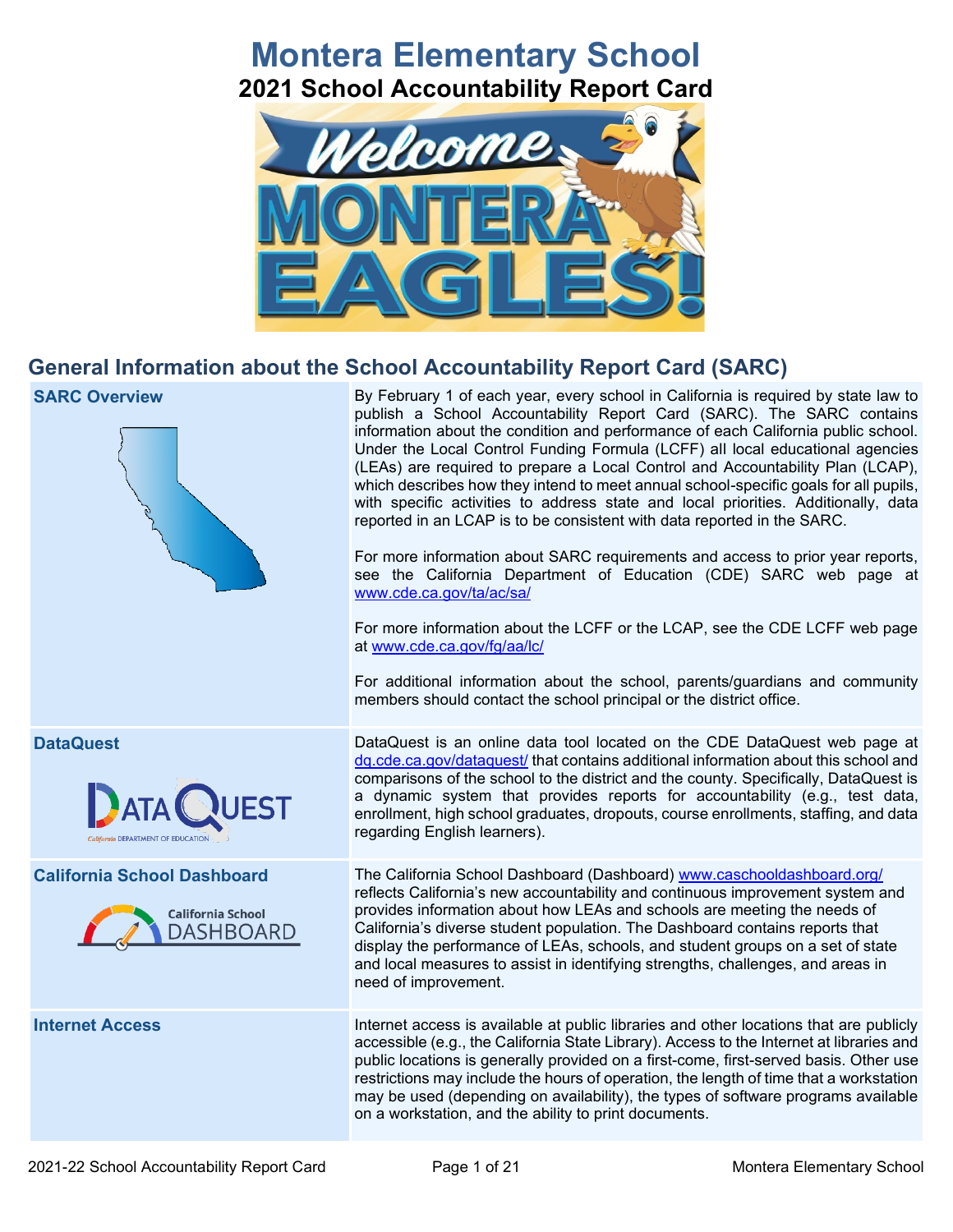# Montera Elementary School

## 2021 School Accountability Report Card

## General Information about the School Accountability Report Card (SARC)

| | |
|---|---|
| **SARC Overview** | By February 1 of each year, every school in California is required by state law to publish a School Accountability Report Card (SARC). The SARC contains information about the condition and performance of each California public school. Under the Local Control Funding Formula (LCFF) all local educational agencies (LEAs) are required to prepare a Local Control and Accountability Plan (LCAP), which describes how they intend to meet annual school-specific goals for all pupils, with specific activities to address state and local priorities. Additionally, data reported in an LCAP is to be consistent with data reported in the SARC.<br><br>For more information about SARC requirements and access to prior year reports, see the California Department of Education (CDE) SARC web page at www.cde.ca.gov/ta/ac/sa/<br><br>For more information about the LCFF or the LCAP, see the CDE LCFF web page at www.cde.ca.gov/fg/aa/lc/<br><br>For additional information about the school, parents/guardians and community members should contact the school principal or the district office. |
| **DataQuest** | DataQuest is an online data tool located on the CDE DataQuest web page at dq.cde.ca.gov/dataquest/ that contains additional information about this school and comparisons of the school to the district and the county. Specifically, DataQuest is a dynamic system that provides reports for accountability (e.g., test data, enrollment, high school graduates, dropouts, course enrollments, staffing, and data regarding English learners). |
| **California School Dashboard** | The California School Dashboard (Dashboard) www.caschooldashboard.org/ reflects California's new accountability and continuous improvement system and provides information about how LEAs and schools are meeting the needs of California's diverse student population. The Dashboard contains reports that display the performance of LEAs, schools, and student groups on a set of state and local measures to assist in identifying strengths, challenges, and areas in need of improvement. |
| **Internet Access** | Internet access is available at public libraries and other locations that are publicly accessible (e.g., the California State Library). Access to the Internet at libraries and public locations is generally provided on a first-come, first-served basis. Other use restrictions may include the hours of operation, the length of time that a workstation may be used (depending on availability), the types of software programs available on a workstation, and the ability to print documents. |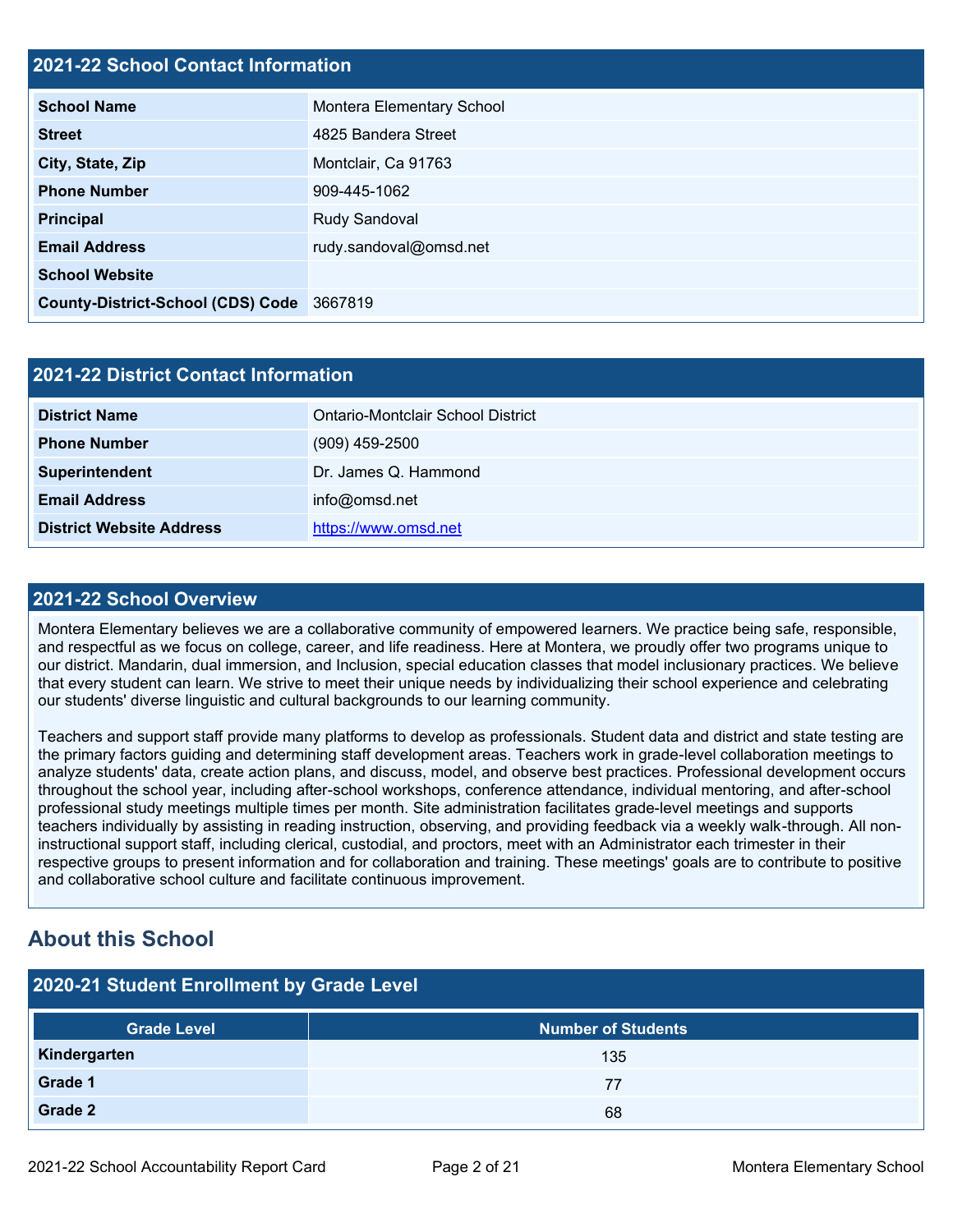## 2021-22 School Contact Information

| | |
|---|---|
| **School Name** | Montera Elementary School |
| **Street** | 4825 Bandera Street |
| **City, State, Zip** | Montclair, Ca 91763 |
| **Phone Number** | 909-445-1062 |
| **Principal** | Rudy Sandoval |
| **Email Address** | rudy.sandoval@omsd.net |
| **School Website** | |
| **County-District-School (CDS) Code** | 3667819 |

## 2021-22 District Contact Information

| | |
|---|---|
| **District Name** | Ontario-Montclair School District |
| **Phone Number** | (909) 459-2500 |
| **Superintendent** | Dr. James Q. Hammond |
| **Email Address** | info@omsd.net |
| **District Website Address** | https://www.omsd.net |

## 2021-22 School Overview

Montera Elementary believes we are a collaborative community of empowered learners. We practice being safe, responsible, and respectful as we focus on college, career, and life readiness. Here at Montera, we proudly offer two programs unique to our district. Mandarin, dual immersion, and Inclusion, special education classes that model inclusionary practices. We believe that every student can learn. We strive to meet their unique needs by individualizing their school experience and celebrating our students' diverse linguistic and cultural backgrounds to our learning community.

Teachers and support staff provide many platforms to develop as professionals. Student data and district and state testing are the primary factors guiding and determining staff development areas. Teachers work in grade-level collaboration meetings to analyze students' data, create action plans, and discuss, model, and observe best practices. Professional development occurs throughout the school year, including after-school workshops, conference attendance, individual mentoring, and after-school professional study meetings multiple times per month. Site administration facilitates grade-level meetings and supports teachers individually by assisting in reading instruction, observing, and providing feedback via a weekly walk-through. All non-instructional support staff, including clerical, custodial, and proctors, meet with an Administrator each trimester in their respective groups to present information and for collaboration and training. These meetings' goals are to contribute to positive and collaborative school culture and facilitate continuous improvement.

## About this School

### 2020-21 Student Enrollment by Grade Level

| Grade Level | Number of Students |
|---|---|
| **Kindergarten** | 135 |
| **Grade 1** | 77 |
| **Grade 2** | 68 |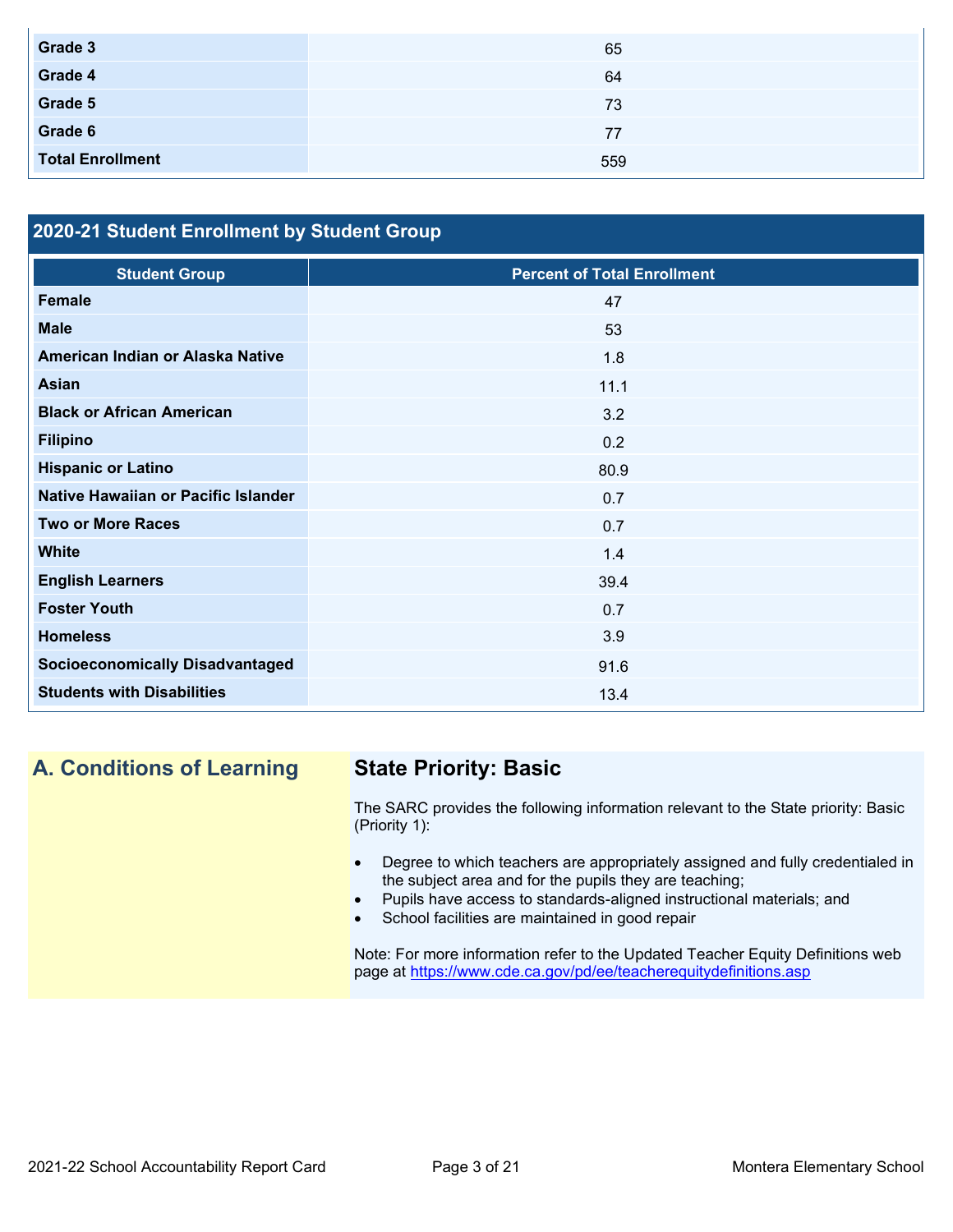| Grade 3 | 65 |
| --- | --- |
| Grade 4 | 64 |
| Grade 5 | 73 |
| Grade 6 | 77 |
| **Total Enrollment** | 559 |

## 2020-21 Student Enrollment by Student Group

| Student Group | Percent of Total Enrollment |
| --- | --- |
| Female | 47 |
| Male | 53 |
| American Indian or Alaska Native | 1.8 |
| Asian | 11.1 |
| Black or African American | 3.2 |
| Filipino | 0.2 |
| Hispanic or Latino | 80.9 |
| Native Hawaiian or Pacific Islander | 0.7 |
| Two or More Races | 0.7 |
| White | 1.4 |
| English Learners | 39.4 |
| Foster Youth | 0.7 |
| Homeless | 3.9 |
| Socioeconomically Disadvantaged | 91.6 |
| Students with Disabilities | 13.4 |

## A. Conditions of Learning

### State Priority: Basic

The SARC provides the following information relevant to the State priority: Basic (Priority 1):

- Degree to which teachers are appropriately assigned and fully credentialed in the subject area and for the pupils they are teaching;
- Pupils have access to standards-aligned instructional materials; and
- School facilities are maintained in good repair

Note: For more information refer to the Updated Teacher Equity Definitions web page at https://www.cde.ca.gov/pd/ee/teacherequitydefinitions.asp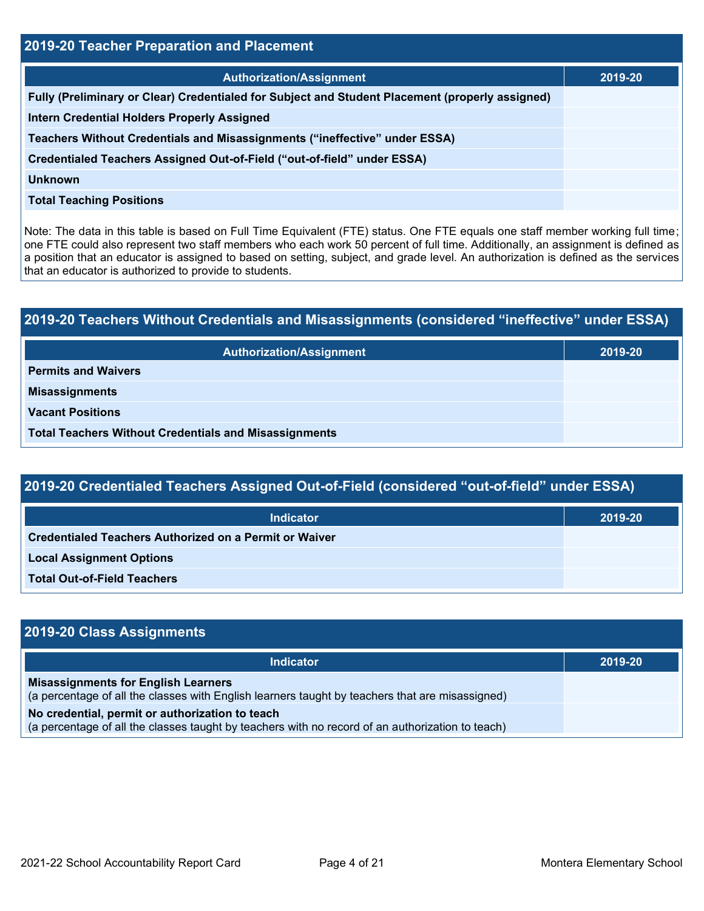## 2019-20 Teacher Preparation and Placement

| Authorization/Assignment | 2019-20 |
| --- | --- |
| Fully (Preliminary or Clear) Credentialed for Subject and Student Placement (properly assigned) | |
| Intern Credential Holders Properly Assigned | |
| Teachers Without Credentials and Misassignments (“ineffective” under ESSA) | |
| Credentialed Teachers Assigned Out-of-Field (“out-of-field” under ESSA) | |
| Unknown | |
| Total Teaching Positions | |

Note: The data in this table is based on Full Time Equivalent (FTE) status. One FTE equals one staff member working full time; one FTE could also represent two staff members who each work 50 percent of full time. Additionally, an assignment is defined as a position that an educator is assigned to based on setting, subject, and grade level. An authorization is defined as the services that an educator is authorized to provide to students.

## 2019-20 Teachers Without Credentials and Misassignments (considered “ineffective” under ESSA)

| Authorization/Assignment | 2019-20 |
| --- | --- |
| Permits and Waivers | |
| Misassignments | |
| Vacant Positions | |
| Total Teachers Without Credentials and Misassignments | |

## 2019-20 Credentialed Teachers Assigned Out-of-Field (considered “out-of-field” under ESSA)

| Indicator | 2019-20 |
| --- | --- |
| Credentialed Teachers Authorized on a Permit or Waiver | |
| Local Assignment Options | |
| Total Out-of-Field Teachers | |

## 2019-20 Class Assignments

| Indicator | 2019-20 |
| --- | --- |
| **Misassignments for English Learners** (a percentage of all the classes with English learners taught by teachers that are misassigned) | |
| **No credential, permit or authorization to teach** (a percentage of all the classes taught by teachers with no record of an authorization to teach) | |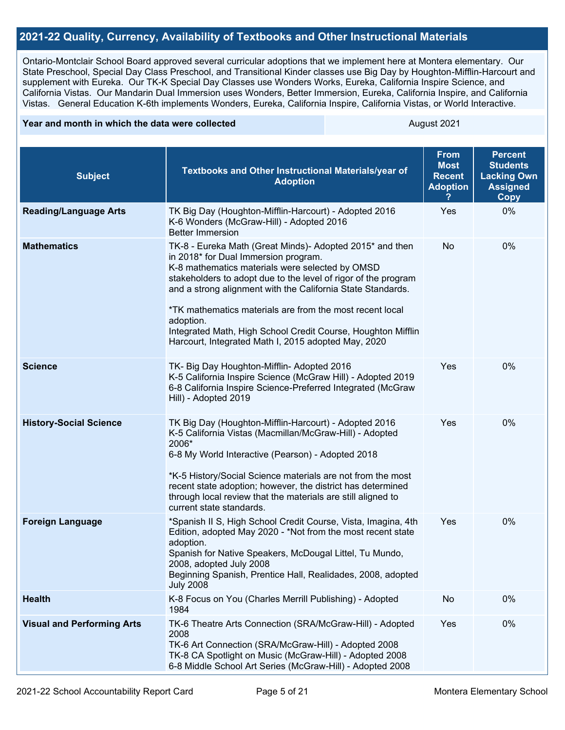## 2021-22 Quality, Currency, Availability of Textbooks and Other Instructional Materials

Ontario-Montclair School Board approved several curricular adoptions that we implement here at Montera elementary. Our State Preschool, Special Day Class Preschool, and Transitional Kinder classes use Big Day by Houghton-Mifflin-Harcourt and supplement with Eureka. Our TK-K Special Day Classes use Wonders Works, Eureka, California Inspire Science, and California Vistas. Our Mandarin Dual Immersion uses Wonders, Better Immersion, Eureka, California Inspire, and California Vistas. General Education K-6th implements Wonders, Eureka, California Inspire, California Vistas, or World Interactive.

| Year and month in which the data were collected | August 2021 |
|---|---|

| Subject | Textbooks and Other Instructional Materials/year of Adoption | From Most Recent Adoption ? | Percent Students Lacking Own Assigned Copy |
|---|---|---|---|
| **Reading/Language Arts** | TK Big Day (Houghton-Mifflin-Harcourt) - Adopted 2016<br>K-6 Wonders (McGraw-Hill) - Adopted 2016<br>Better Immersion | Yes | 0% |
| **Mathematics** | TK-8 - Eureka Math (Great Minds)- Adopted 2015* and then in 2018* for Dual Immersion program.<br>K-8 mathematics materials were selected by OMSD stakeholders to adopt due to the level of rigor of the program and a strong alignment with the California State Standards.<br><br>*TK mathematics materials are from the most recent local adoption.<br>Integrated Math, High School Credit Course, Houghton Mifflin Harcourt, Integrated Math I, 2015 adopted May, 2020 | No | 0% |
| **Science** | TK- Big Day Houghton-Mifflin- Adopted 2016<br>K-5 California Inspire Science (McGraw Hill) - Adopted 2019<br>6-8 California Inspire Science-Preferred Integrated (McGraw Hill) - Adopted 2019 | Yes | 0% |
| **History-Social Science** | TK Big Day (Houghton-Mifflin-Harcourt) - Adopted 2016<br>K-5 California Vistas (Macmillan/McGraw-Hill) - Adopted 2006*<br>6-8 My World Interactive (Pearson) - Adopted 2018<br><br>*K-5 History/Social Science materials are not from the most recent state adoption; however, the district has determined through local review that the materials are still aligned to current state standards. | Yes | 0% |
| **Foreign Language** | *Spanish II S, High School Credit Course, Vista, Imagina, 4th Edition, adopted May 2020 - *Not from the most recent state adoption.<br>Spanish for Native Speakers, McDougal Littel, Tu Mundo, 2008, adopted July 2008<br>Beginning Spanish, Prentice Hall, Realidades, 2008, adopted July 2008 | Yes | 0% |
| **Health** | K-8 Focus on You (Charles Merrill Publishing) - Adopted 1984 | No | 0% |
| **Visual and Performing Arts** | TK-6 Theatre Arts Connection (SRA/McGraw-Hill) - Adopted 2008<br>TK-6 Art Connection (SRA/McGraw-Hill) - Adopted 2008<br>TK-8 CA Spotlight on Music (McGraw-Hill) - Adopted 2008<br>6-8 Middle School Art Series (McGraw-Hill) - Adopted 2008 | Yes | 0% |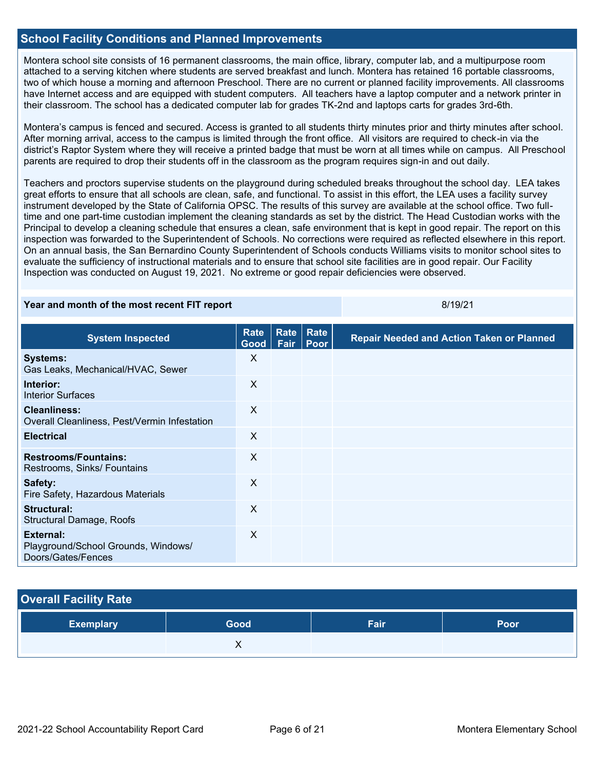## School Facility Conditions and Planned Improvements

Montera school site consists of 16 permanent classrooms, the main office, library, computer lab, and a multipurpose room attached to a serving kitchen where students are served breakfast and lunch. Montera has retained 16 portable classrooms, two of which house a morning and afternoon Preschool. There are no current or planned facility improvements. All classrooms have Internet access and are equipped with student computers. All teachers have a laptop computer and a network printer in their classroom. The school has a dedicated computer lab for grades TK-2nd and laptops carts for grades 3rd-6th.

Montera's campus is fenced and secured. Access is granted to all students thirty minutes prior and thirty minutes after school. After morning arrival, access to the campus is limited through the front office. All visitors are required to check-in via the district's Raptor System where they will receive a printed badge that must be worn at all times while on campus. All Preschool parents are required to drop their students off in the classroom as the program requires sign-in and out daily.

Teachers and proctors supervise students on the playground during scheduled breaks throughout the school day. LEA takes great efforts to ensure that all schools are clean, safe, and functional. To assist in this effort, the LEA uses a facility survey instrument developed by the State of California OPSC. The results of this survey are available at the school office. Two full-time and one part-time custodian implement the cleaning standards as set by the district. The Head Custodian works with the Principal to develop a cleaning schedule that ensures a clean, safe environment that is kept in good repair. The report on this inspection was forwarded to the Superintendent of Schools. No corrections were required as reflected elsewhere in this report. On an annual basis, the San Bernardino County Superintendent of Schools conducts Williams visits to monitor school sites to evaluate the sufficiency of instructional materials and to ensure that school site facilities are in good repair. Our Facility Inspection was conducted on August 19, 2021. No extreme or good repair deficiencies were observed.

| **Year and month of the most recent FIT report** | 8/19/21 |
|---|---|

| System Inspected | Rate Good | Rate Fair | Rate Poor | Repair Needed and Action Taken or Planned |
|---|---|---|---|---|
| **Systems:** Gas Leaks, Mechanical/HVAC, Sewer | X | | | |
| **Interior:** Interior Surfaces | X | | | |
| **Cleanliness:** Overall Cleanliness, Pest/Vermin Infestation | X | | | |
| **Electrical** | X | | | |
| **Restrooms/Fountains:** Restrooms, Sinks/ Fountains | X | | | |
| **Safety:** Fire Safety, Hazardous Materials | X | | | |
| **Structural:** Structural Damage, Roofs | X | | | |
| **External:** Playground/School Grounds, Windows/ Doors/Gates/Fences | X | | | |

## Overall Facility Rate

| Exemplary | Good | Fair | Poor |
|---|---|---|---|
| | X | | |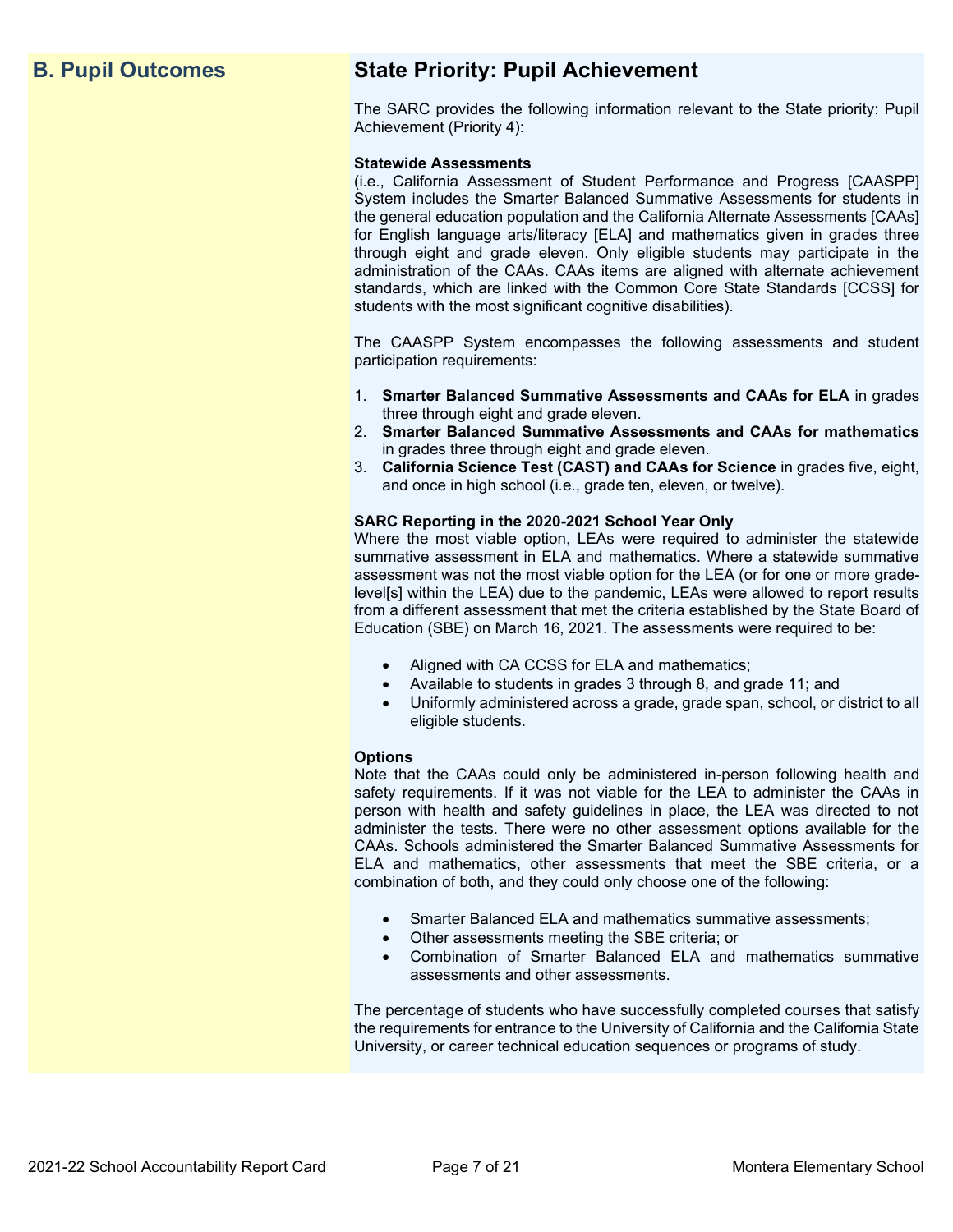## B. Pupil Outcomes

## State Priority: Pupil Achievement

The SARC provides the following information relevant to the State priority: Pupil Achievement (Priority 4):

**Statewide Assessments**
(i.e., California Assessment of Student Performance and Progress [CAASPP] System includes the Smarter Balanced Summative Assessments for students in the general education population and the California Alternate Assessments [CAAs] for English language arts/literacy [ELA] and mathematics given in grades three through eight and grade eleven. Only eligible students may participate in the administration of the CAAs. CAAs items are aligned with alternate achievement standards, which are linked with the Common Core State Standards [CCSS] for students with the most significant cognitive disabilities).

The CAASPP System encompasses the following assessments and student participation requirements:

1. **Smarter Balanced Summative Assessments and CAAs for ELA** in grades three through eight and grade eleven.
2. **Smarter Balanced Summative Assessments and CAAs for mathematics** in grades three through eight and grade eleven.
3. **California Science Test (CAST) and CAAs for Science** in grades five, eight, and once in high school (i.e., grade ten, eleven, or twelve).

**SARC Reporting in the 2020-2021 School Year Only**
Where the most viable option, LEAs were required to administer the statewide summative assessment in ELA and mathematics. Where a statewide summative assessment was not the most viable option for the LEA (or for one or more grade-level[s] within the LEA) due to the pandemic, LEAs were allowed to report results from a different assessment that met the criteria established by the State Board of Education (SBE) on March 16, 2021. The assessments were required to be:

- Aligned with CA CCSS for ELA and mathematics;
- Available to students in grades 3 through 8, and grade 11; and
- Uniformly administered across a grade, grade span, school, or district to all eligible students.

**Options**
Note that the CAAs could only be administered in-person following health and safety requirements. If it was not viable for the LEA to administer the CAAs in person with health and safety guidelines in place, the LEA was directed to not administer the tests. There were no other assessment options available for the CAAs. Schools administered the Smarter Balanced Summative Assessments for ELA and mathematics, other assessments that meet the SBE criteria, or a combination of both, and they could only choose one of the following:

- Smarter Balanced ELA and mathematics summative assessments;
- Other assessments meeting the SBE criteria; or
- Combination of Smarter Balanced ELA and mathematics summative assessments and other assessments.

The percentage of students who have successfully completed courses that satisfy the requirements for entrance to the University of California and the California State University, or career technical education sequences or programs of study.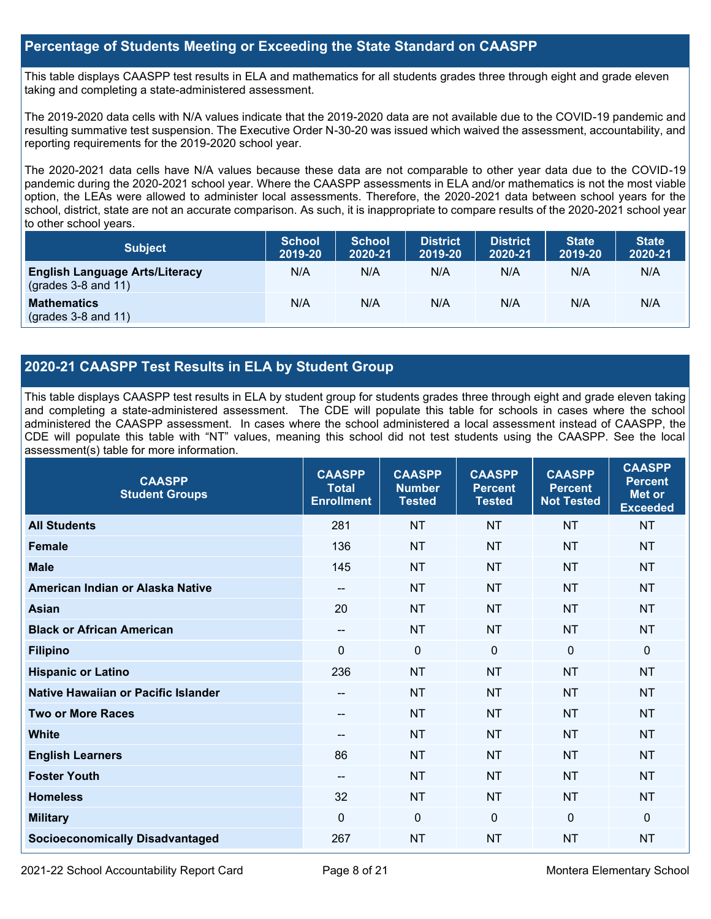## Percentage of Students Meeting or Exceeding the State Standard on CAASPP

This table displays CAASPP test results in ELA and mathematics for all students grades three through eight and grade eleven taking and completing a state-administered assessment.

The 2019-2020 data cells with N/A values indicate that the 2019-2020 data are not available due to the COVID-19 pandemic and resulting summative test suspension. The Executive Order N-30-20 was issued which waived the assessment, accountability, and reporting requirements for the 2019-2020 school year.

The 2020-2021 data cells have N/A values because these data are not comparable to other year data due to the COVID-19 pandemic during the 2020-2021 school year. Where the CAASPP assessments in ELA and/or mathematics is not the most viable option, the LEAs were allowed to administer local assessments. Therefore, the 2020-2021 data between school years for the school, district, state are not an accurate comparison. As such, it is inappropriate to compare results of the 2020-2021 school year to other school years.

| Subject | School 2019-20 | School 2020-21 | District 2019-20 | District 2020-21 | State 2019-20 | State 2020-21 |
|---|---|---|---|---|---|---|
| **English Language Arts/Literacy** (grades 3-8 and 11) | N/A | N/A | N/A | N/A | N/A | N/A |
| **Mathematics** (grades 3-8 and 11) | N/A | N/A | N/A | N/A | N/A | N/A |

## 2020-21 CAASPP Test Results in ELA by Student Group

This table displays CAASPP test results in ELA by student group for students grades three through eight and grade eleven taking and completing a state-administered assessment. The CDE will populate this table for schools in cases where the school administered the CAASPP assessment. In cases where the school administered a local assessment instead of CAASPP, the CDE will populate this table with "NT" values, meaning this school did not test students using the CAASPP. See the local assessment(s) table for more information.

| CAASPP Student Groups | CAASPP Total Enrollment | CAASPP Number Tested | CAASPP Percent Tested | CAASPP Percent Not Tested | CAASPP Percent Met or Exceeded |
|---|---|---|---|---|---|
| **All Students** | 281 | NT | NT | NT | NT |
| **Female** | 136 | NT | NT | NT | NT |
| **Male** | 145 | NT | NT | NT | NT |
| **American Indian or Alaska Native** | -- | NT | NT | NT | NT |
| **Asian** | 20 | NT | NT | NT | NT |
| **Black or African American** | -- | NT | NT | NT | NT |
| **Filipino** | 0 | 0 | 0 | 0 | 0 |
| **Hispanic or Latino** | 236 | NT | NT | NT | NT |
| **Native Hawaiian or Pacific Islander** | -- | NT | NT | NT | NT |
| **Two or More Races** | -- | NT | NT | NT | NT |
| **White** | -- | NT | NT | NT | NT |
| **English Learners** | 86 | NT | NT | NT | NT |
| **Foster Youth** | -- | NT | NT | NT | NT |
| **Homeless** | 32 | NT | NT | NT | NT |
| **Military** | 0 | 0 | 0 | 0 | 0 |
| **Socioeconomically Disadvantaged** | 267 | NT | NT | NT | NT |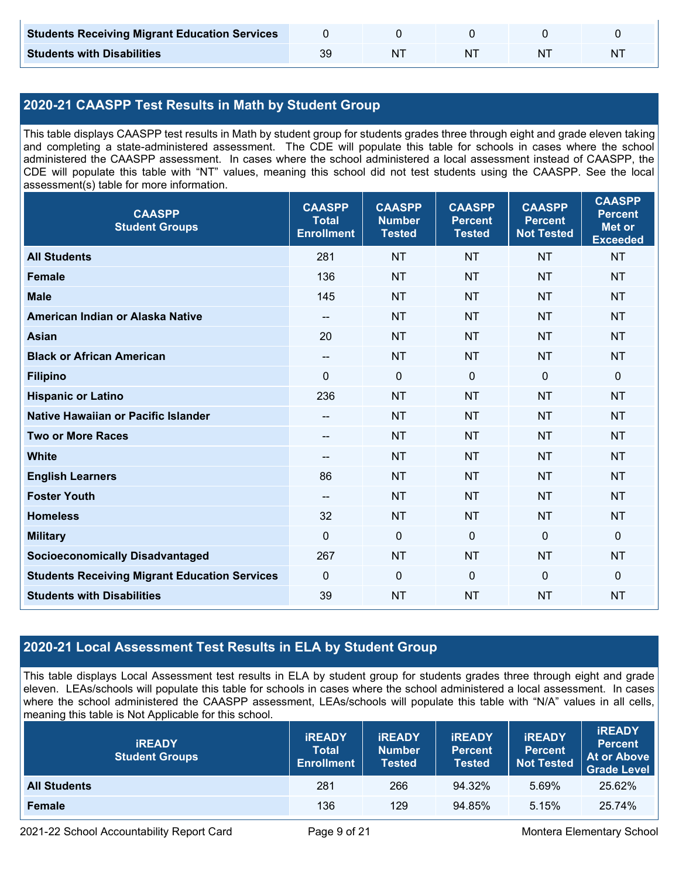| | | | | | |
|---|---|---|---|---|---|
| **Students Receiving Migrant Education Services** | 0 | 0 | 0 | 0 | 0 |
| **Students with Disabilities** | 39 | NT | NT | NT | NT |

## 2020-21 CAASPP Test Results in Math by Student Group

This table displays CAASPP test results in Math by student group for students grades three through eight and grade eleven taking and completing a state-administered assessment. The CDE will populate this table for schools in cases where the school administered the CAASPP assessment. In cases where the school administered a local assessment instead of CAASPP, the CDE will populate this table with "NT" values, meaning this school did not test students using the CAASPP. See the local assessment(s) table for more information.

| CAASPP Student Groups | CAASPP Total Enrollment | CAASPP Number Tested | CAASPP Percent Tested | CAASPP Percent Not Tested | CAASPP Percent Met or Exceeded |
|---|---|---|---|---|---|
| **All Students** | 281 | NT | NT | NT | NT |
| **Female** | 136 | NT | NT | NT | NT |
| **Male** | 145 | NT | NT | NT | NT |
| **American Indian or Alaska Native** | -- | NT | NT | NT | NT |
| **Asian** | 20 | NT | NT | NT | NT |
| **Black or African American** | -- | NT | NT | NT | NT |
| **Filipino** | 0 | 0 | 0 | 0 | 0 |
| **Hispanic or Latino** | 236 | NT | NT | NT | NT |
| **Native Hawaiian or Pacific Islander** | -- | NT | NT | NT | NT |
| **Two or More Races** | -- | NT | NT | NT | NT |
| **White** | -- | NT | NT | NT | NT |
| **English Learners** | 86 | NT | NT | NT | NT |
| **Foster Youth** | -- | NT | NT | NT | NT |
| **Homeless** | 32 | NT | NT | NT | NT |
| **Military** | 0 | 0 | 0 | 0 | 0 |
| **Socioeconomically Disadvantaged** | 267 | NT | NT | NT | NT |
| **Students Receiving Migrant Education Services** | 0 | 0 | 0 | 0 | 0 |
| **Students with Disabilities** | 39 | NT | NT | NT | NT |

## 2020-21 Local Assessment Test Results in ELA by Student Group

This table displays Local Assessment test results in ELA by student group for students grades three through eight and grade eleven. LEAs/schools will populate this table for schools in cases where the school administered a local assessment. In cases where the school administered the CAASPP assessment, LEAs/schools will populate this table with "N/A" values in all cells, meaning this table is Not Applicable for this school.

| iREADY Student Groups | iREADY Total Enrollment | iREADY Number Tested | iREADY Percent Tested | iREADY Percent Not Tested | iREADY Percent At or Above Grade Level |
|---|---|---|---|---|---|
| **All Students** | 281 | 266 | 94.32% | 5.69% | 25.62% |
| **Female** | 136 | 129 | 94.85% | 5.15% | 25.74% |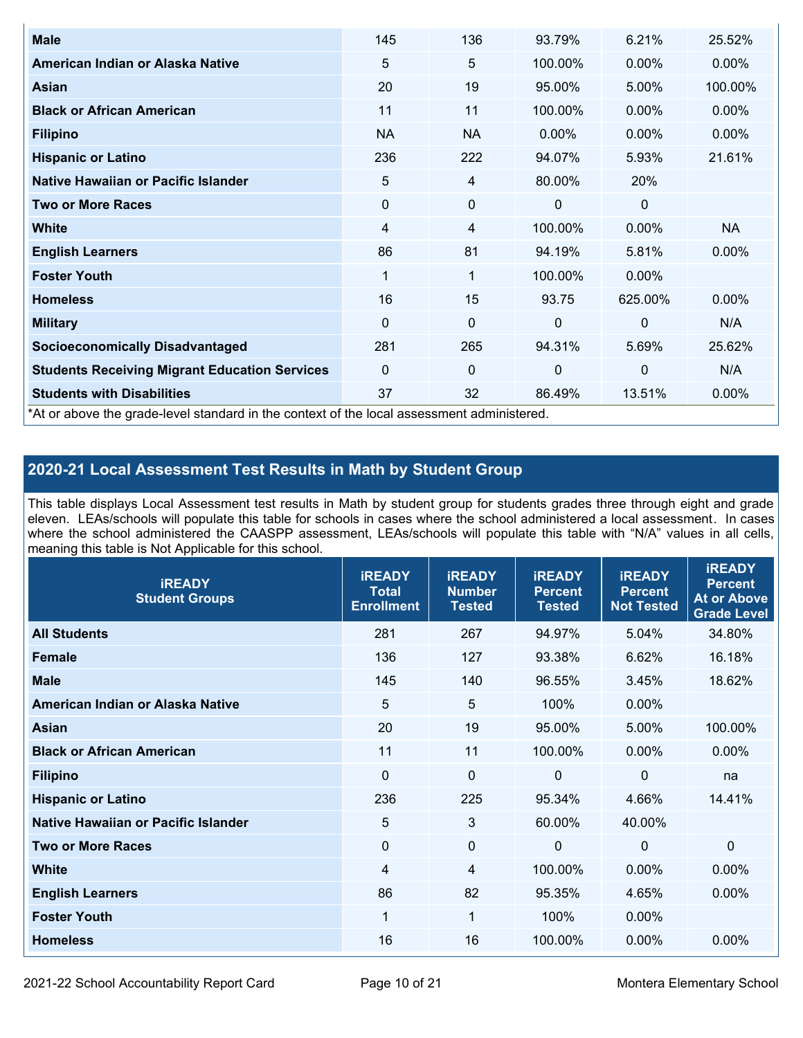| Male | 145 | 136 | 93.79% | 6.21% | 25.52% |
|---|---|---|---|---|---|
| American Indian or Alaska Native | 5 | 5 | 100.00% | 0.00% | 0.00% |
| Asian | 20 | 19 | 95.00% | 5.00% | 100.00% |
| Black or African American | 11 | 11 | 100.00% | 0.00% | 0.00% |
| Filipino | NA | NA | 0.00% | 0.00% | 0.00% |
| Hispanic or Latino | 236 | 222 | 94.07% | 5.93% | 21.61% |
| Native Hawaiian or Pacific Islander | 5 | 4 | 80.00% | 20% | |
| Two or More Races | 0 | 0 | 0 | 0 | |
| White | 4 | 4 | 100.00% | 0.00% | NA |
| English Learners | 86 | 81 | 94.19% | 5.81% | 0.00% |
| Foster Youth | 1 | 1 | 100.00% | 0.00% | |
| Homeless | 16 | 15 | 93.75 | 625.00% | 0.00% |
| Military | 0 | 0 | 0 | 0 | N/A |
| Socioeconomically Disadvantaged | 281 | 265 | 94.31% | 5.69% | 25.62% |
| Students Receiving Migrant Education Services | 0 | 0 | 0 | 0 | N/A |
| Students with Disabilities | 37 | 32 | 86.49% | 13.51% | 0.00% |

*At or above the grade-level standard in the context of the local assessment administered.

## 2020-21 Local Assessment Test Results in Math by Student Group

This table displays Local Assessment test results in Math by student group for students grades three through eight and grade eleven. LEAs/schools will populate this table for schools in cases where the school administered a local assessment. In cases where the school administered the CAASPP assessment, LEAs/schools will populate this table with "N/A" values in all cells, meaning this table is Not Applicable for this school.

| iREADY Student Groups | iREADY Total Enrollment | iREADY Number Tested | iREADY Percent Tested | iREADY Percent Not Tested | iREADY Percent At or Above Grade Level |
|---|---|---|---|---|---|
| All Students | 281 | 267 | 94.97% | 5.04% | 34.80% |
| Female | 136 | 127 | 93.38% | 6.62% | 16.18% |
| Male | 145 | 140 | 96.55% | 3.45% | 18.62% |
| American Indian or Alaska Native | 5 | 5 | 100% | 0.00% | |
| Asian | 20 | 19 | 95.00% | 5.00% | 100.00% |
| Black or African American | 11 | 11 | 100.00% | 0.00% | 0.00% |
| Filipino | 0 | 0 | 0 | 0 | na |
| Hispanic or Latino | 236 | 225 | 95.34% | 4.66% | 14.41% |
| Native Hawaiian or Pacific Islander | 5 | 3 | 60.00% | 40.00% | |
| Two or More Races | 0 | 0 | 0 | 0 | 0 |
| White | 4 | 4 | 100.00% | 0.00% | 0.00% |
| English Learners | 86 | 82 | 95.35% | 4.65% | 0.00% |
| Foster Youth | 1 | 1 | 100% | 0.00% | |
| Homeless | 16 | 16 | 100.00% | 0.00% | 0.00% |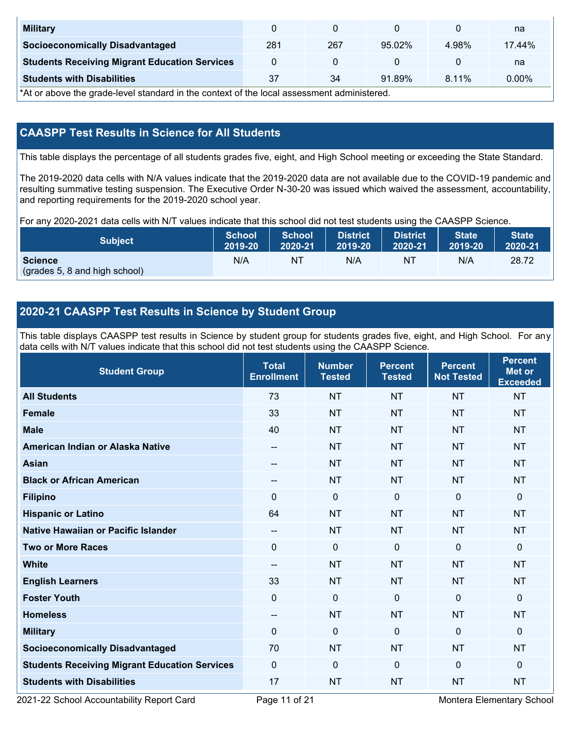| Military | 0 | 0 | 0 | 0 | na |
|---|---|---|---|---|---|
| Socioeconomically Disadvantaged | 281 | 267 | 95.02% | 4.98% | 17.44% |
| Students Receiving Migrant Education Services | 0 | 0 | 0 | 0 | na |
| Students with Disabilities | 37 | 34 | 91.89% | 8.11% | 0.00% |

*At or above the grade-level standard in the context of the local assessment administered.

## CAASPP Test Results in Science for All Students

This table displays the percentage of all students grades five, eight, and High School meeting or exceeding the State Standard.

The 2019-2020 data cells with N/A values indicate that the 2019-2020 data are not available due to the COVID-19 pandemic and resulting summative testing suspension. The Executive Order N-30-20 was issued which waived the assessment, accountability, and reporting requirements for the 2019-2020 school year.

For any 2020-2021 data cells with N/T values indicate that this school did not test students using the CAASPP Science.

| Subject | School 2019-20 | School 2020-21 | District 2019-20 | District 2020-21 | State 2019-20 | State 2020-21 |
|---|---|---|---|---|---|---|
| **Science** (grades 5, 8 and high school) | N/A | NT | N/A | NT | N/A | 28.72 |

## 2020-21 CAASPP Test Results in Science by Student Group

This table displays CAASPP test results in Science by student group for students grades five, eight, and High School. For any data cells with N/T values indicate that this school did not test students using the CAASPP Science.

| Student Group | Total Enrollment | Number Tested | Percent Tested | Percent Not Tested | Percent Met or Exceeded |
|---|---|---|---|---|---|
| All Students | 73 | NT | NT | NT | NT |
| Female | 33 | NT | NT | NT | NT |
| Male | 40 | NT | NT | NT | NT |
| American Indian or Alaska Native | -- | NT | NT | NT | NT |
| Asian | -- | NT | NT | NT | NT |
| Black or African American | -- | NT | NT | NT | NT |
| Filipino | 0 | 0 | 0 | 0 | 0 |
| Hispanic or Latino | 64 | NT | NT | NT | NT |
| Native Hawaiian or Pacific Islander | -- | NT | NT | NT | NT |
| Two or More Races | 0 | 0 | 0 | 0 | 0 |
| White | -- | NT | NT | NT | NT |
| English Learners | 33 | NT | NT | NT | NT |
| Foster Youth | 0 | 0 | 0 | 0 | 0 |
| Homeless | -- | NT | NT | NT | NT |
| Military | 0 | 0 | 0 | 0 | 0 |
| Socioeconomically Disadvantaged | 70 | NT | NT | NT | NT |
| Students Receiving Migrant Education Services | 0 | 0 | 0 | 0 | 0 |
| Students with Disabilities | 17 | NT | NT | NT | NT |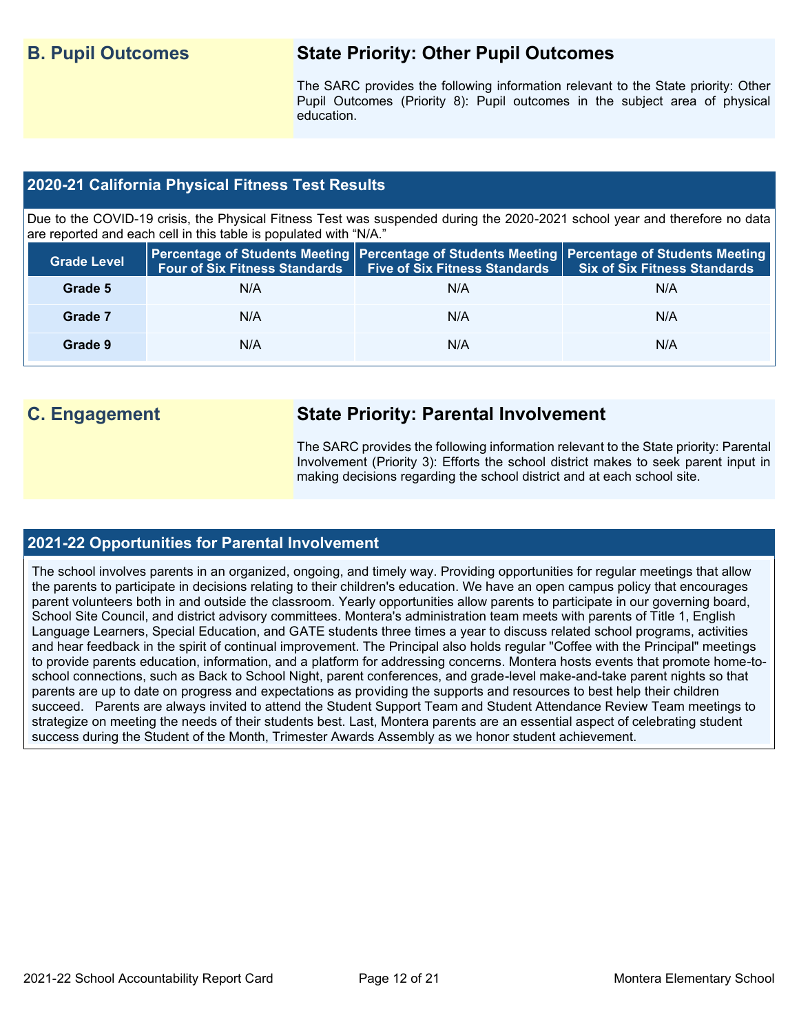## B. Pupil Outcomes

### State Priority: Other Pupil Outcomes

The SARC provides the following information relevant to the State priority: Other Pupil Outcomes (Priority 8): Pupil outcomes in the subject area of physical education.

### 2020-21 California Physical Fitness Test Results

Due to the COVID-19 crisis, the Physical Fitness Test was suspended during the 2020-2021 school year and therefore no data are reported and each cell in this table is populated with "N/A."

| Grade Level | Percentage of Students Meeting Four of Six Fitness Standards | Percentage of Students Meeting Five of Six Fitness Standards | Percentage of Students Meeting Six of Six Fitness Standards |
|---|---|---|---|
| Grade 5 | N/A | N/A | N/A |
| Grade 7 | N/A | N/A | N/A |
| Grade 9 | N/A | N/A | N/A |

## C. Engagement

### State Priority: Parental Involvement

The SARC provides the following information relevant to the State priority: Parental Involvement (Priority 3): Efforts the school district makes to seek parent input in making decisions regarding the school district and at each school site.

### 2021-22 Opportunities for Parental Involvement

The school involves parents in an organized, ongoing, and timely way. Providing opportunities for regular meetings that allow the parents to participate in decisions relating to their children's education. We have an open campus policy that encourages parent volunteers both in and outside the classroom. Yearly opportunities allow parents to participate in our governing board, School Site Council, and district advisory committees. Montera's administration team meets with parents of Title 1, English Language Learners, Special Education, and GATE students three times a year to discuss related school programs, activities and hear feedback in the spirit of continual improvement. The Principal also holds regular "Coffee with the Principal" meetings to provide parents education, information, and a platform for addressing concerns. Montera hosts events that promote home-to-school connections, such as Back to School Night, parent conferences, and grade-level make-and-take parent nights so that parents are up to date on progress and expectations as providing the supports and resources to best help their children succeed. Parents are always invited to attend the Student Support Team and Student Attendance Review Team meetings to strategize on meeting the needs of their students best. Last, Montera parents are an essential aspect of celebrating student success during the Student of the Month, Trimester Awards Assembly as we honor student achievement.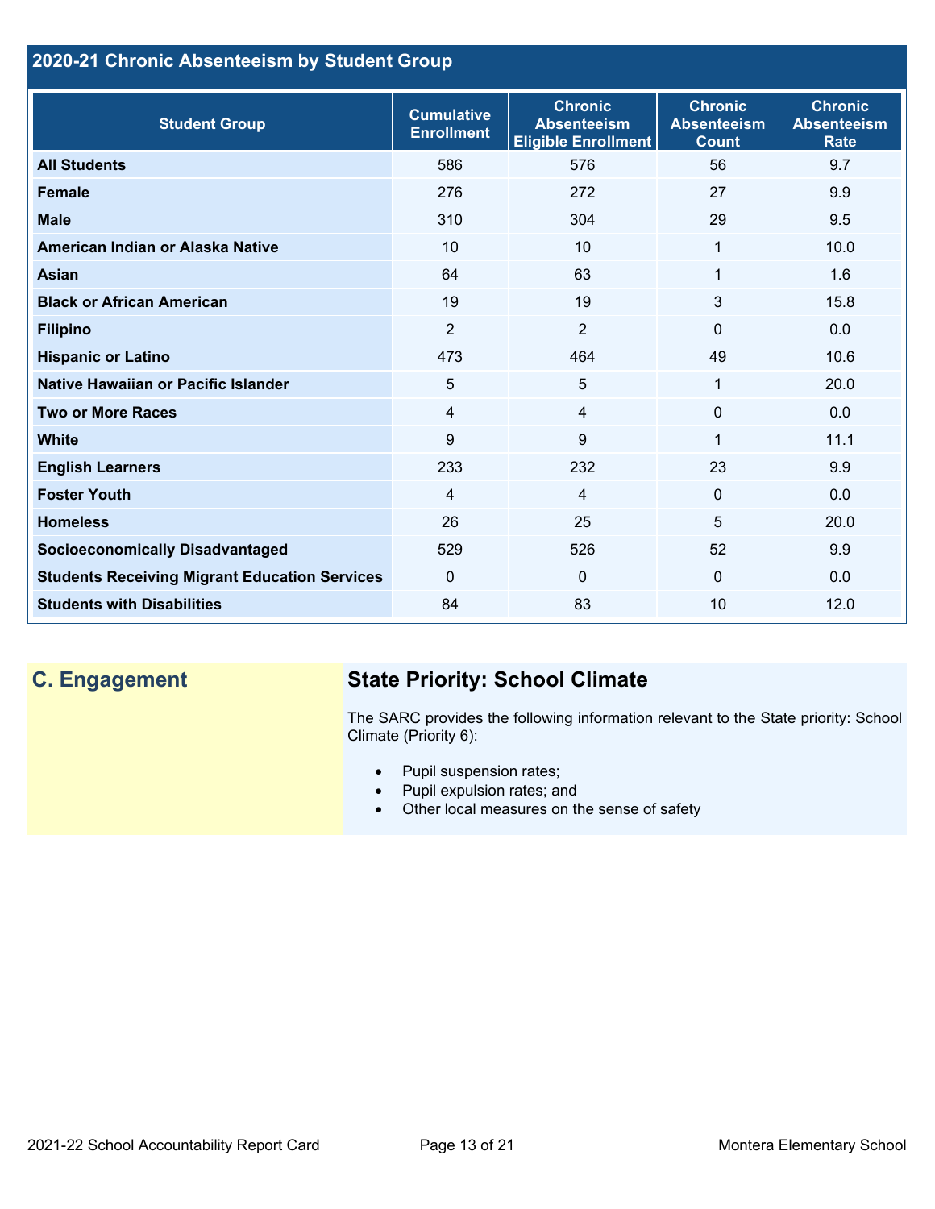## 2020-21 Chronic Absenteeism by Student Group

| Student Group | Cumulative Enrollment | Chronic Absenteeism Eligible Enrollment | Chronic Absenteeism Count | Chronic Absenteeism Rate |
|---|---|---|---|---|
| **All Students** | 586 | 576 | 56 | 9.7 |
| **Female** | 276 | 272 | 27 | 9.9 |
| **Male** | 310 | 304 | 29 | 9.5 |
| **American Indian or Alaska Native** | 10 | 10 | 1 | 10.0 |
| **Asian** | 64 | 63 | 1 | 1.6 |
| **Black or African American** | 19 | 19 | 3 | 15.8 |
| **Filipino** | 2 | 2 | 0 | 0.0 |
| **Hispanic or Latino** | 473 | 464 | 49 | 10.6 |
| **Native Hawaiian or Pacific Islander** | 5 | 5 | 1 | 20.0 |
| **Two or More Races** | 4 | 4 | 0 | 0.0 |
| **White** | 9 | 9 | 1 | 11.1 |
| **English Learners** | 233 | 232 | 23 | 9.9 |
| **Foster Youth** | 4 | 4 | 0 | 0.0 |
| **Homeless** | 26 | 25 | 5 | 20.0 |
| **Socioeconomically Disadvantaged** | 529 | 526 | 52 | 9.9 |
| **Students Receiving Migrant Education Services** | 0 | 0 | 0 | 0.0 |
| **Students with Disabilities** | 84 | 83 | 10 | 12.0 |

## C. Engagement

### State Priority: School Climate

The SARC provides the following information relevant to the State priority: School Climate (Priority 6):

- Pupil suspension rates;
- Pupil expulsion rates; and
- Other local measures on the sense of safety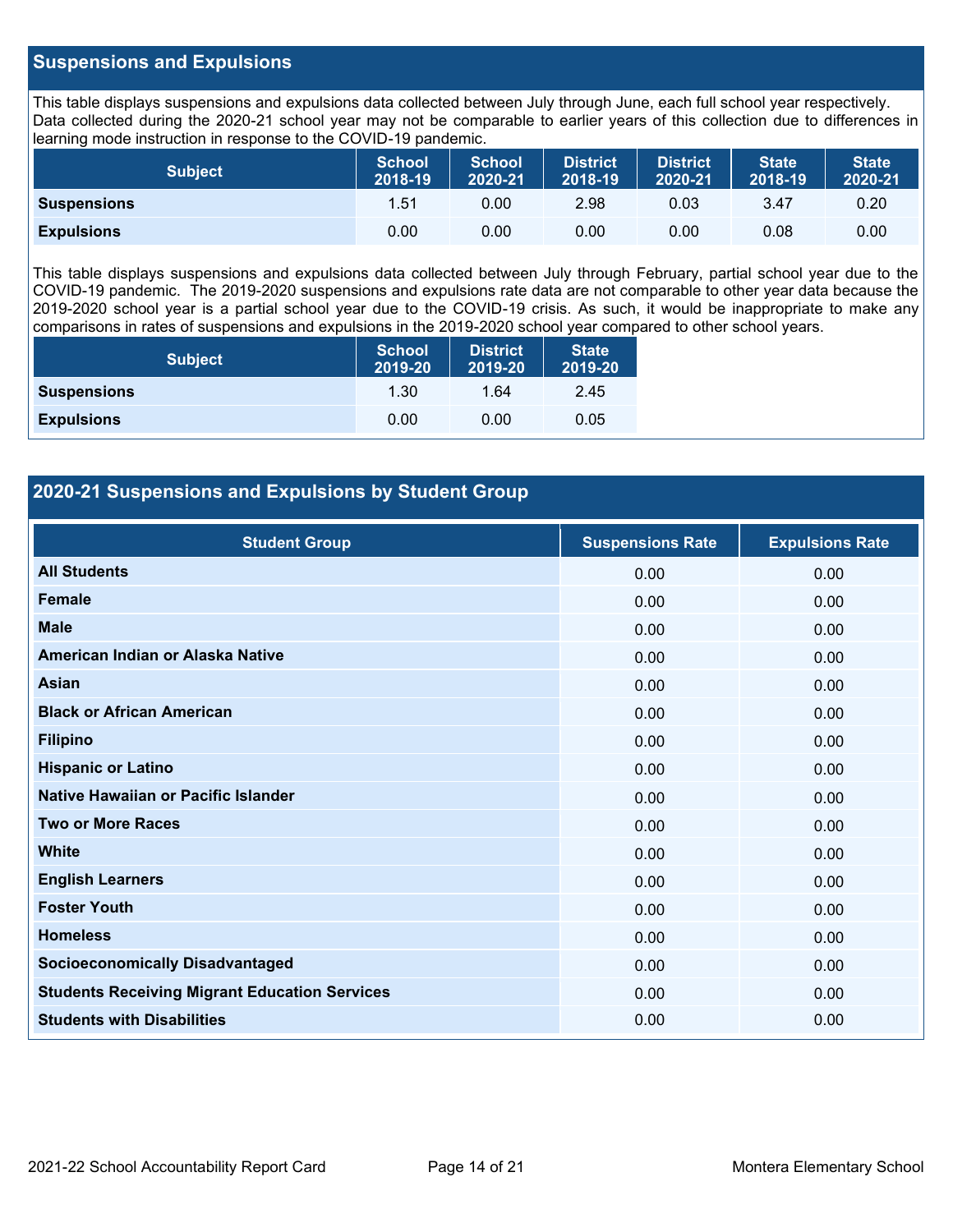## Suspensions and Expulsions

This table displays suspensions and expulsions data collected between July through June, each full school year respectively. Data collected during the 2020-21 school year may not be comparable to earlier years of this collection due to differences in learning mode instruction in response to the COVID-19 pandemic.

| Subject | School 2018-19 | School 2020-21 | District 2018-19 | District 2020-21 | State 2018-19 | State 2020-21 |
|---|---|---|---|---|---|---|
| Suspensions | 1.51 | 0.00 | 2.98 | 0.03 | 3.47 | 0.20 |
| Expulsions | 0.00 | 0.00 | 0.00 | 0.00 | 0.08 | 0.00 |

This table displays suspensions and expulsions data collected between July through February, partial school year due to the COVID-19 pandemic. The 2019-2020 suspensions and expulsions rate data are not comparable to other year data because the 2019-2020 school year is a partial school year due to the COVID-19 crisis. As such, it would be inappropriate to make any comparisons in rates of suspensions and expulsions in the 2019-2020 school year compared to other school years.

| Subject | School 2019-20 | District 2019-20 | State 2019-20 |
|---|---|---|---|
| Suspensions | 1.30 | 1.64 | 2.45 |
| Expulsions | 0.00 | 0.00 | 0.05 |

## 2020-21 Suspensions and Expulsions by Student Group

| Student Group | Suspensions Rate | Expulsions Rate |
|---|---|---|
| All Students | 0.00 | 0.00 |
| Female | 0.00 | 0.00 |
| Male | 0.00 | 0.00 |
| American Indian or Alaska Native | 0.00 | 0.00 |
| Asian | 0.00 | 0.00 |
| Black or African American | 0.00 | 0.00 |
| Filipino | 0.00 | 0.00 |
| Hispanic or Latino | 0.00 | 0.00 |
| Native Hawaiian or Pacific Islander | 0.00 | 0.00 |
| Two or More Races | 0.00 | 0.00 |
| White | 0.00 | 0.00 |
| English Learners | 0.00 | 0.00 |
| Foster Youth | 0.00 | 0.00 |
| Homeless | 0.00 | 0.00 |
| Socioeconomically Disadvantaged | 0.00 | 0.00 |
| Students Receiving Migrant Education Services | 0.00 | 0.00 |
| Students with Disabilities | 0.00 | 0.00 |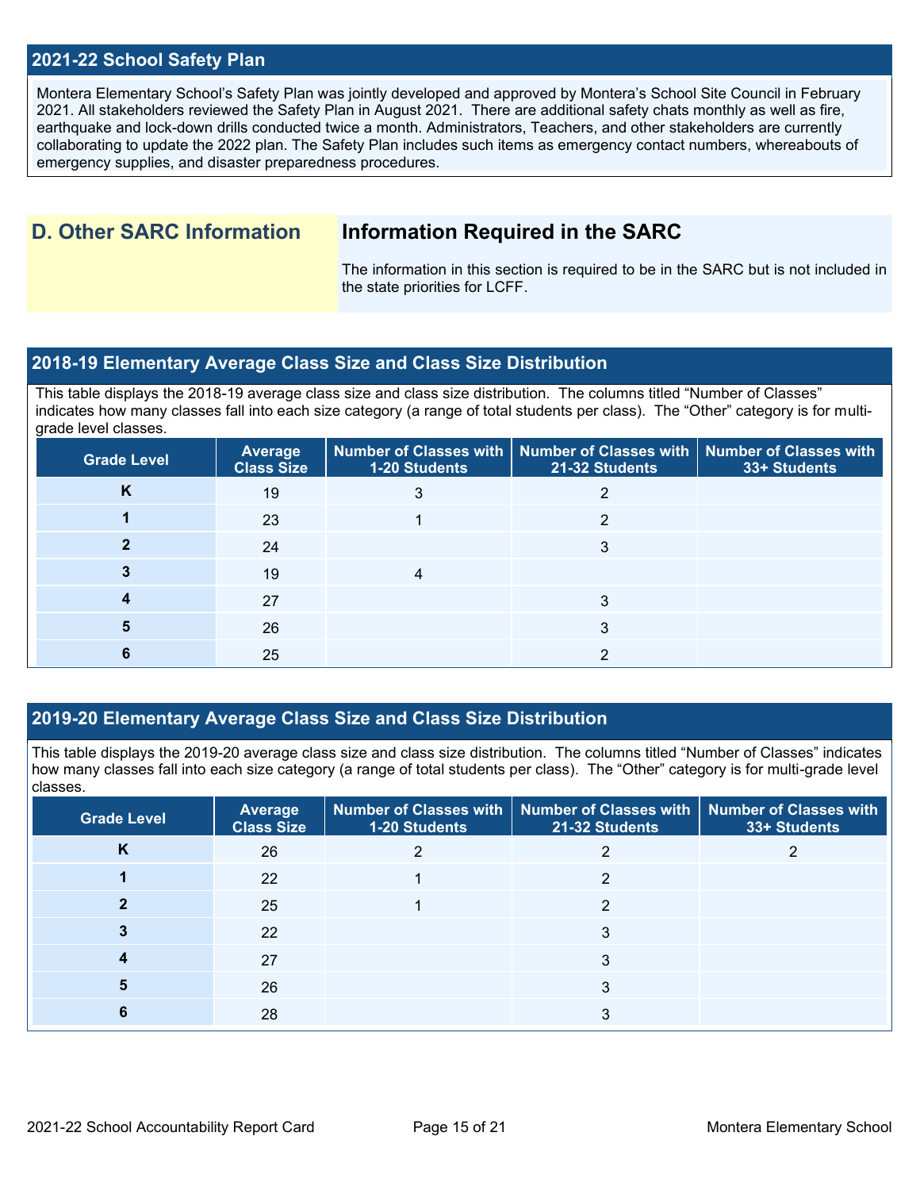## 2021-22 School Safety Plan

Montera Elementary School's Safety Plan was jointly developed and approved by Montera's School Site Council in February 2021. All stakeholders reviewed the Safety Plan in August 2021. There are additional safety chats monthly as well as fire, earthquake and lock-down drills conducted twice a month. Administrators, Teachers, and other stakeholders are currently collaborating to update the 2022 plan. The Safety Plan includes such items as emergency contact numbers, whereabouts of emergency supplies, and disaster preparedness procedures.

# D. Other SARC Information

## Information Required in the SARC

The information in this section is required to be in the SARC but is not included in the state priorities for LCFF.

## 2018-19 Elementary Average Class Size and Class Size Distribution

This table displays the 2018-19 average class size and class size distribution. The columns titled "Number of Classes" indicates how many classes fall into each size category (a range of total students per class). The "Other" category is for multi-grade level classes.

| Grade Level | Average Class Size | Number of Classes with 1-20 Students | Number of Classes with 21-32 Students | Number of Classes with 33+ Students |
|---|---|---|---|---|
| K | 19 | 3 | 2 | |
| 1 | 23 | 1 | 2 | |
| 2 | 24 | | 3 | |
| 3 | 19 | 4 | | |
| 4 | 27 | | 3 | |
| 5 | 26 | | 3 | |
| 6 | 25 | | 2 | |

## 2019-20 Elementary Average Class Size and Class Size Distribution

This table displays the 2019-20 average class size and class size distribution. The columns titled "Number of Classes" indicates how many classes fall into each size category (a range of total students per class). The "Other" category is for multi-grade level classes.

| Grade Level | Average Class Size | Number of Classes with 1-20 Students | Number of Classes with 21-32 Students | Number of Classes with 33+ Students |
|---|---|---|---|---|
| K | 26 | 2 | 2 | 2 |
| 1 | 22 | 1 | 2 | |
| 2 | 25 | 1 | 2 | |
| 3 | 22 | | 3 | |
| 4 | 27 | | 3 | |
| 5 | 26 | | 3 | |
| 6 | 28 | | 3 | |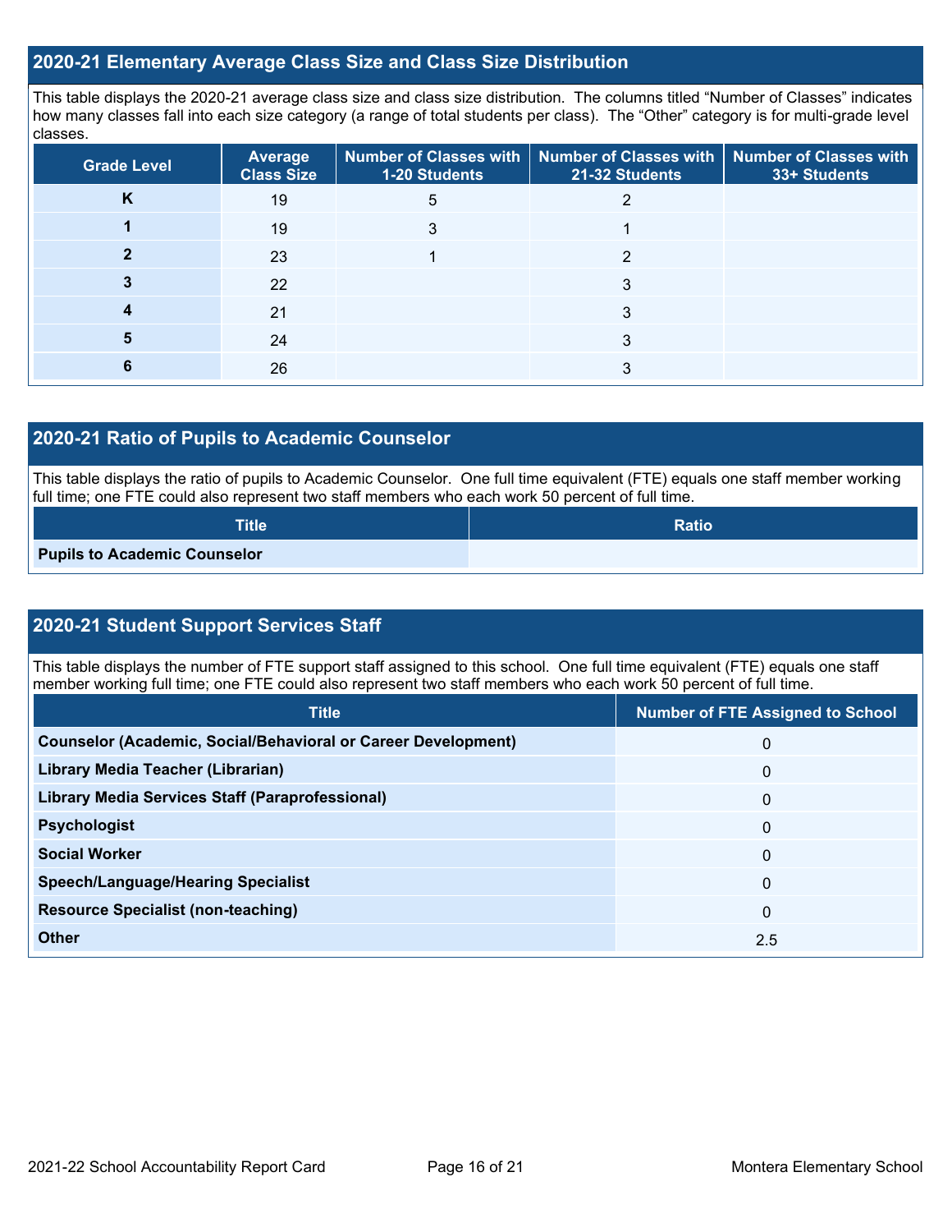## 2020-21 Elementary Average Class Size and Class Size Distribution

This table displays the 2020-21 average class size and class size distribution. The columns titled "Number of Classes" indicates how many classes fall into each size category (a range of total students per class). The "Other" category is for multi-grade level classes.

| Grade Level | Average Class Size | Number of Classes with 1-20 Students | Number of Classes with 21-32 Students | Number of Classes with 33+ Students |
|---|---|---|---|---|
| K | 19 | 5 | 2 | |
| 1 | 19 | 3 | 1 | |
| 2 | 23 | 1 | 2 | |
| 3 | 22 | | 3 | |
| 4 | 21 | | 3 | |
| 5 | 24 | | 3 | |
| 6 | 26 | | 3 | |

## 2020-21 Ratio of Pupils to Academic Counselor

This table displays the ratio of pupils to Academic Counselor. One full time equivalent (FTE) equals one staff member working full time; one FTE could also represent two staff members who each work 50 percent of full time.

| Title | Ratio |
|---|---|
| Pupils to Academic Counselor | |

## 2020-21 Student Support Services Staff

This table displays the number of FTE support staff assigned to this school. One full time equivalent (FTE) equals one staff member working full time; one FTE could also represent two staff members who each work 50 percent of full time.

| Title | Number of FTE Assigned to School |
|---|---|
| Counselor (Academic, Social/Behavioral or Career Development) | 0 |
| Library Media Teacher (Librarian) | 0 |
| Library Media Services Staff (Paraprofessional) | 0 |
| Psychologist | 0 |
| Social Worker | 0 |
| Speech/Language/Hearing Specialist | 0 |
| Resource Specialist (non-teaching) | 0 |
| Other | 2.5 |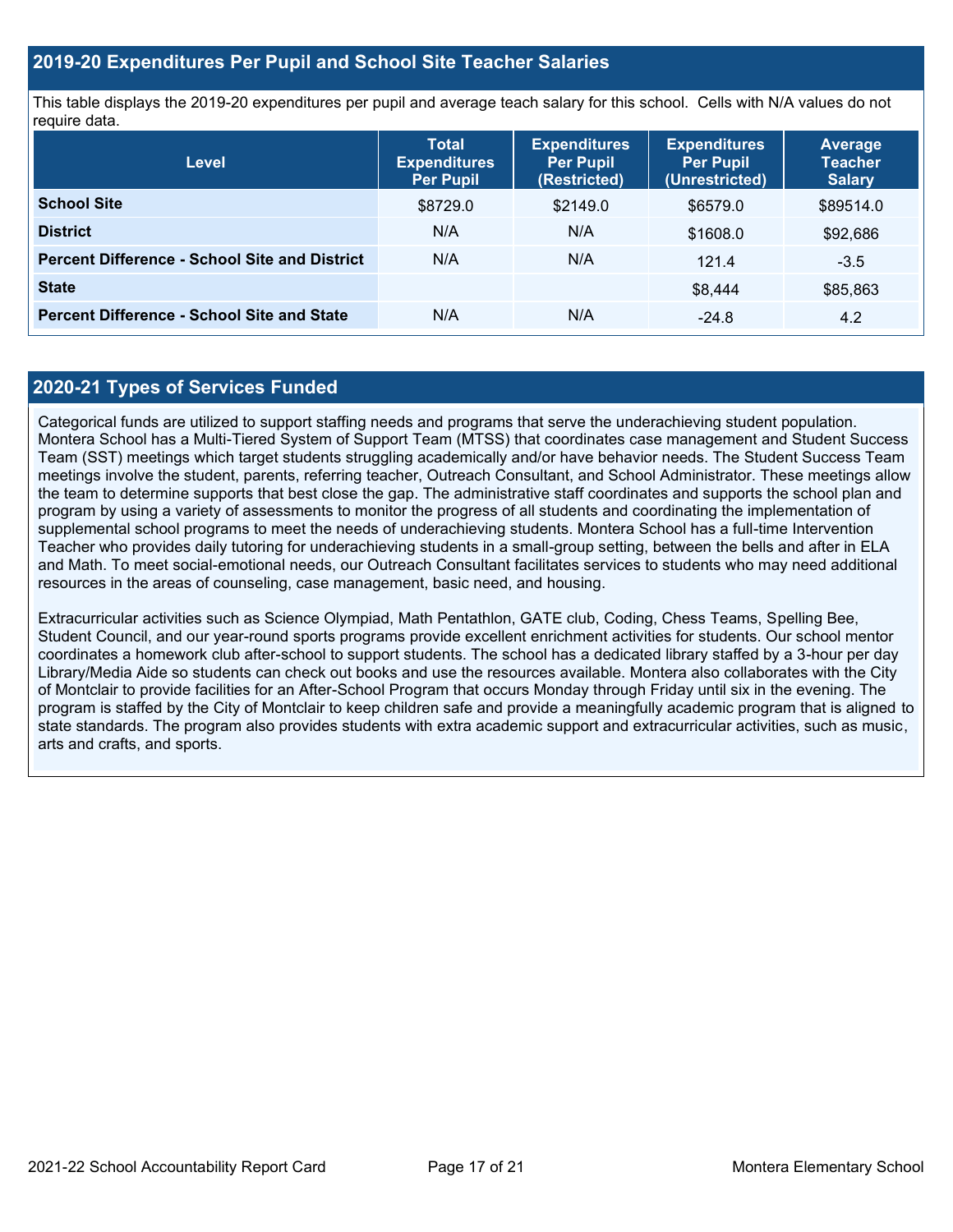## 2019-20 Expenditures Per Pupil and School Site Teacher Salaries

This table displays the 2019-20 expenditures per pupil and average teach salary for this school. Cells with N/A values do not require data.

| Level | Total Expenditures Per Pupil | Expenditures Per Pupil (Restricted) | Expenditures Per Pupil (Unrestricted) | Average Teacher Salary |
|---|---|---|---|---|
| **School Site** | $8729.0 | $2149.0 | $6579.0 | $89514.0 |
| **District** | N/A | N/A | $1608.0 | $92,686 |
| **Percent Difference - School Site and District** | N/A | N/A | 121.4 | -3.5 |
| **State** | | | $8,444 | $85,863 |
| **Percent Difference - School Site and State** | N/A | N/A | -24.8 | 4.2 |

## 2020-21 Types of Services Funded

Categorical funds are utilized to support staffing needs and programs that serve the underachieving student population. Montera School has a Multi-Tiered System of Support Team (MTSS) that coordinates case management and Student Success Team (SST) meetings which target students struggling academically and/or have behavior needs. The Student Success Team meetings involve the student, parents, referring teacher, Outreach Consultant, and School Administrator. These meetings allow the team to determine supports that best close the gap. The administrative staff coordinates and supports the school plan and program by using a variety of assessments to monitor the progress of all students and coordinating the implementation of supplemental school programs to meet the needs of underachieving students. Montera School has a full-time Intervention Teacher who provides daily tutoring for underachieving students in a small-group setting, between the bells and after in ELA and Math. To meet social-emotional needs, our Outreach Consultant facilitates services to students who may need additional resources in the areas of counseling, case management, basic need, and housing.

Extracurricular activities such as Science Olympiad, Math Pentathlon, GATE club, Coding, Chess Teams, Spelling Bee, Student Council, and our year-round sports programs provide excellent enrichment activities for students. Our school mentor coordinates a homework club after-school to support students. The school has a dedicated library staffed by a 3-hour per day Library/Media Aide so students can check out books and use the resources available. Montera also collaborates with the City of Montclair to provide facilities for an After-School Program that occurs Monday through Friday until six in the evening. The program is staffed by the City of Montclair to keep children safe and provide a meaningfully academic program that is aligned to state standards. The program also provides students with extra academic support and extracurricular activities, such as music, arts and crafts, and sports.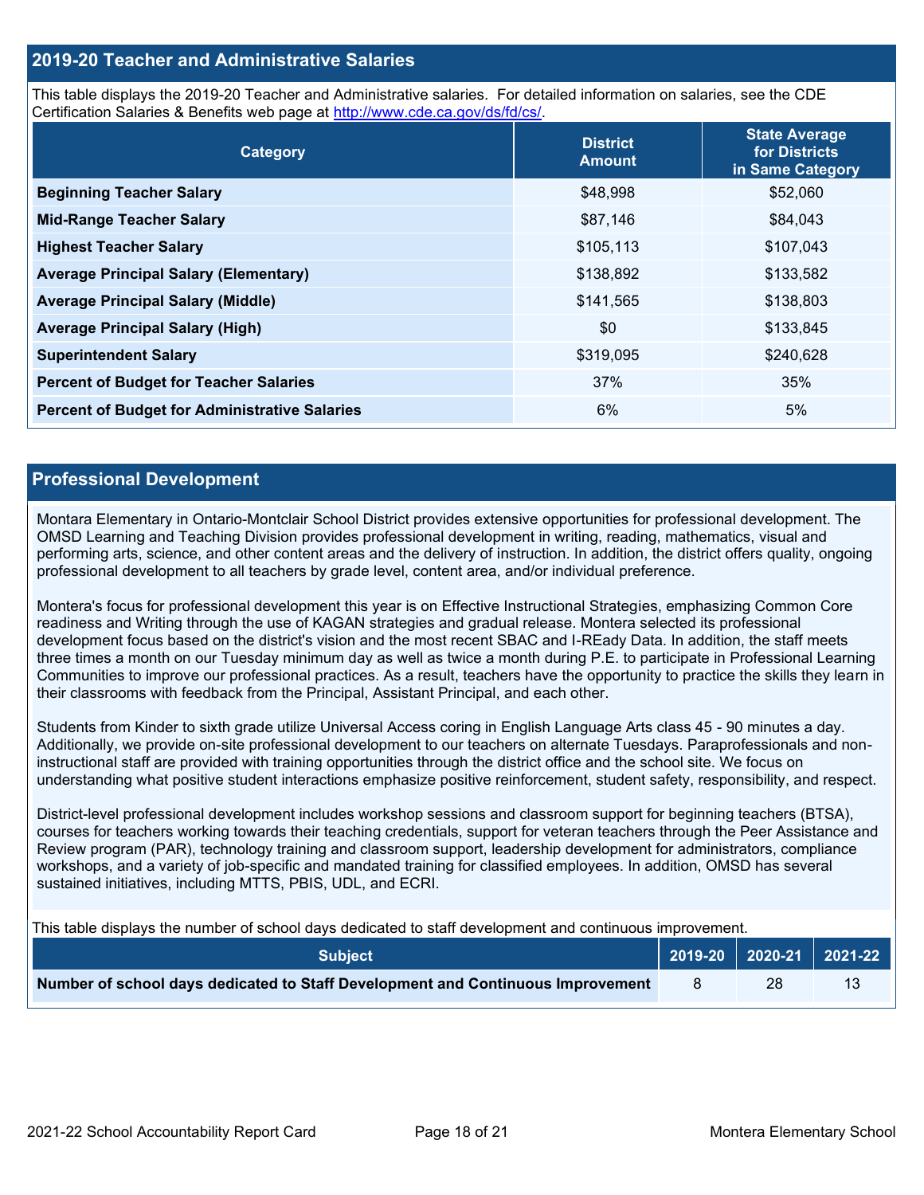## 2019-20 Teacher and Administrative Salaries

This table displays the 2019-20 Teacher and Administrative salaries. For detailed information on salaries, see the CDE Certification Salaries & Benefits web page at http://www.cde.ca.gov/ds/fd/cs/.

| Category | District Amount | State Average for Districts in Same Category |
|---|---|---|
| **Beginning Teacher Salary** | $48,998 | $52,060 |
| **Mid-Range Teacher Salary** | $87,146 | $84,043 |
| **Highest Teacher Salary** | $105,113 | $107,043 |
| **Average Principal Salary (Elementary)** | $138,892 | $133,582 |
| **Average Principal Salary (Middle)** | $141,565 | $138,803 |
| **Average Principal Salary (High)** | $0 | $133,845 |
| **Superintendent Salary** | $319,095 | $240,628 |
| **Percent of Budget for Teacher Salaries** | 37% | 35% |
| **Percent of Budget for Administrative Salaries** | 6% | 5% |

## Professional Development

Montara Elementary in Ontario-Montclair School District provides extensive opportunities for professional development. The OMSD Learning and Teaching Division provides professional development in writing, reading, mathematics, visual and performing arts, science, and other content areas and the delivery of instruction. In addition, the district offers quality, ongoing professional development to all teachers by grade level, content area, and/or individual preference.

Montera's focus for professional development this year is on Effective Instructional Strategies, emphasizing Common Core readiness and Writing through the use of KAGAN strategies and gradual release. Montera selected its professional development focus based on the district's vision and the most recent SBAC and I-REady Data. In addition, the staff meets three times a month on our Tuesday minimum day as well as twice a month during P.E. to participate in Professional Learning Communities to improve our professional practices. As a result, teachers have the opportunity to practice the skills they learn in their classrooms with feedback from the Principal, Assistant Principal, and each other.

Students from Kinder to sixth grade utilize Universal Access coring in English Language Arts class 45 - 90 minutes a day. Additionally, we provide on-site professional development to our teachers on alternate Tuesdays. Paraprofessionals and non-instructional staff are provided with training opportunities through the district office and the school site. We focus on understanding what positive student interactions emphasize positive reinforcement, student safety, responsibility, and respect.

District-level professional development includes workshop sessions and classroom support for beginning teachers (BTSA), courses for teachers working towards their teaching credentials, support for veteran teachers through the Peer Assistance and Review program (PAR), technology training and classroom support, leadership development for administrators, compliance workshops, and a variety of job-specific and mandated training for classified employees. In addition, OMSD has several sustained initiatives, including MTTS, PBIS, UDL, and ECRI.

This table displays the number of school days dedicated to staff development and continuous improvement.

| Subject | 2019-20 | 2020-21 | 2021-22 |
|---|---|---|---|
| **Number of school days dedicated to Staff Development and Continuous Improvement** | 8 | 28 | 13 |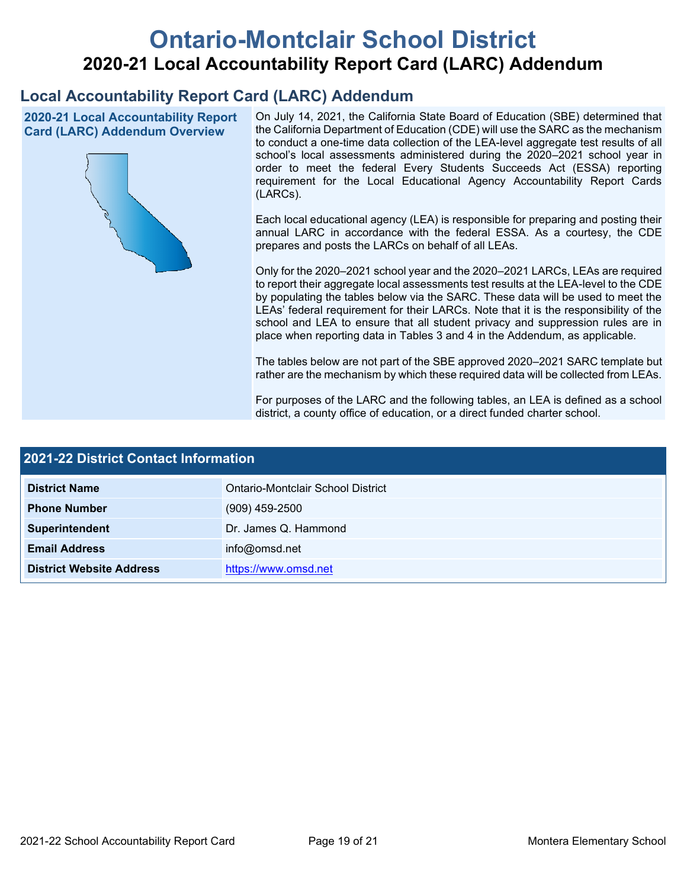# Ontario-Montclair School District

## 2020-21 Local Accountability Report Card (LARC) Addendum

## Local Accountability Report Card (LARC) Addendum

### 2020-21 Local Accountability Report Card (LARC) Addendum Overview

On July 14, 2021, the California State Board of Education (SBE) determined that the California Department of Education (CDE) will use the SARC as the mechanism to conduct a one-time data collection of the LEA-level aggregate test results of all school's local assessments administered during the 2020–2021 school year in order to meet the federal Every Students Succeeds Act (ESSA) reporting requirement for the Local Educational Agency Accountability Report Cards (LARCs).

Each local educational agency (LEA) is responsible for preparing and posting their annual LARC in accordance with the federal ESSA. As a courtesy, the CDE prepares and posts the LARCs on behalf of all LEAs.

Only for the 2020–2021 school year and the 2020–2021 LARCs, LEAs are required to report their aggregate local assessments test results at the LEA-level to the CDE by populating the tables below via the SARC. These data will be used to meet the LEAs' federal requirement for their LARCs. Note that it is the responsibility of the school and LEA to ensure that all student privacy and suppression rules are in place when reporting data in Tables 3 and 4 in the Addendum, as applicable.

The tables below are not part of the SBE approved 2020–2021 SARC template but rather are the mechanism by which these required data will be collected from LEAs.

For purposes of the LARC and the following tables, an LEA is defined as a school district, a county office of education, or a direct funded charter school.

### 2021-22 District Contact Information

| 2021-22 District Contact Information | |
|---|---|
| **District Name** | Ontario-Montclair School District |
| **Phone Number** | (909) 459-2500 |
| **Superintendent** | Dr. James Q. Hammond |
| **Email Address** | info@omsd.net |
| **District Website Address** | https://www.omsd.net |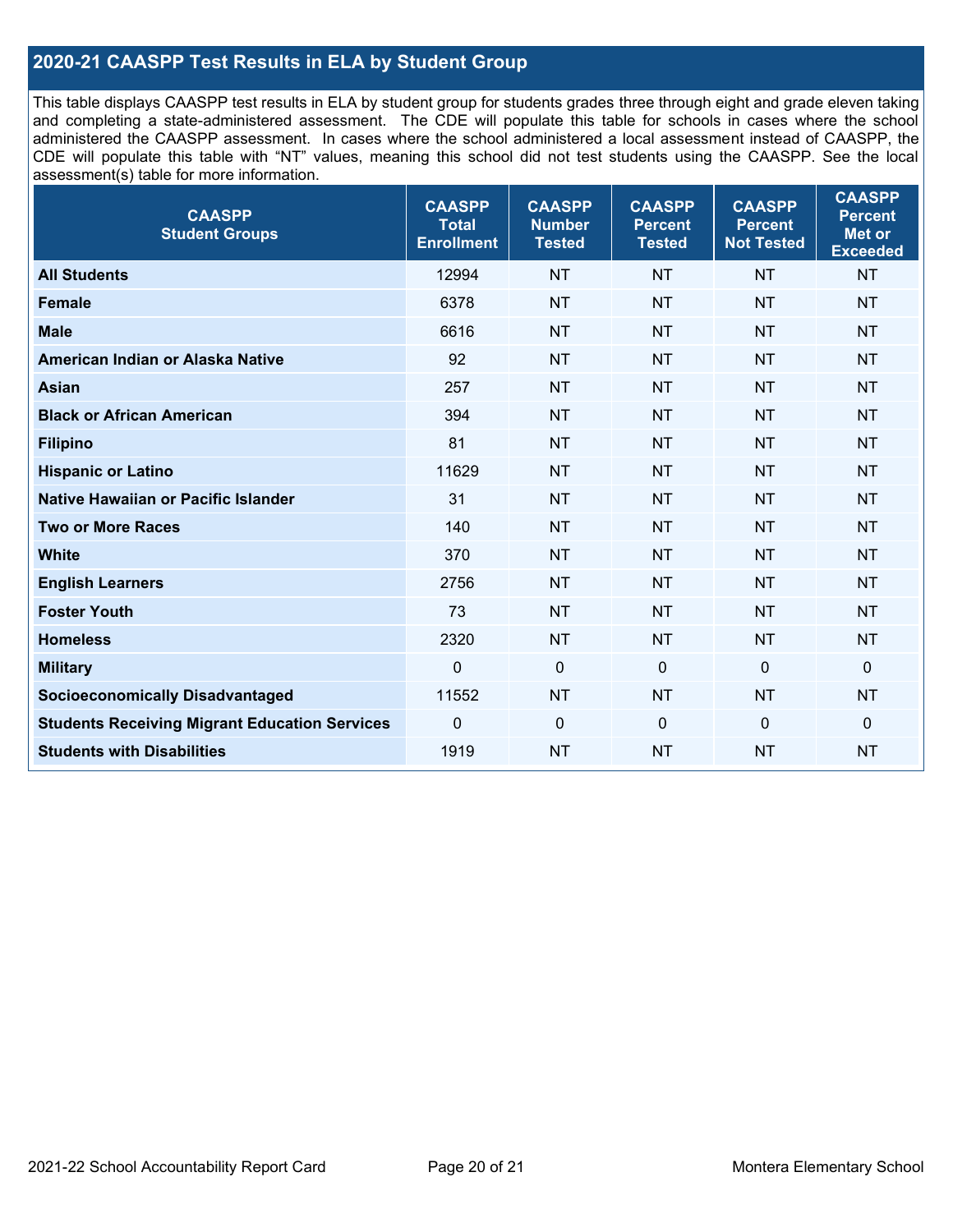## 2020-21 CAASPP Test Results in ELA by Student Group

This table displays CAASPP test results in ELA by student group for students grades three through eight and grade eleven taking and completing a state-administered assessment. The CDE will populate this table for schools in cases where the school administered the CAASPP assessment. In cases where the school administered a local assessment instead of CAASPP, the CDE will populate this table with "NT" values, meaning this school did not test students using the CAASPP. See the local assessment(s) table for more information.

| CAASPP Student Groups | CAASPP Total Enrollment | CAASPP Number Tested | CAASPP Percent Tested | CAASPP Percent Not Tested | CAASPP Percent Met or Exceeded |
|---|---|---|---|---|---|
| **All Students** | 12994 | NT | NT | NT | NT |
| **Female** | 6378 | NT | NT | NT | NT |
| **Male** | 6616 | NT | NT | NT | NT |
| **American Indian or Alaska Native** | 92 | NT | NT | NT | NT |
| **Asian** | 257 | NT | NT | NT | NT |
| **Black or African American** | 394 | NT | NT | NT | NT |
| **Filipino** | 81 | NT | NT | NT | NT |
| **Hispanic or Latino** | 11629 | NT | NT | NT | NT |
| **Native Hawaiian or Pacific Islander** | 31 | NT | NT | NT | NT |
| **Two or More Races** | 140 | NT | NT | NT | NT |
| **White** | 370 | NT | NT | NT | NT |
| **English Learners** | 2756 | NT | NT | NT | NT |
| **Foster Youth** | 73 | NT | NT | NT | NT |
| **Homeless** | 2320 | NT | NT | NT | NT |
| **Military** | 0 | 0 | 0 | 0 | 0 |
| **Socioeconomically Disadvantaged** | 11552 | NT | NT | NT | NT |
| **Students Receiving Migrant Education Services** | 0 | 0 | 0 | 0 | 0 |
| **Students with Disabilities** | 1919 | NT | NT | NT | NT |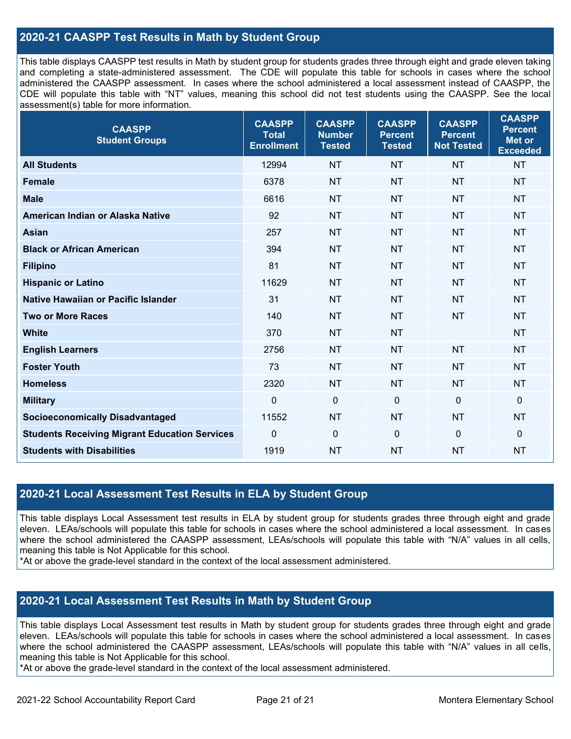## 2020-21 CAASPP Test Results in Math by Student Group

This table displays CAASPP test results in Math by student group for students grades three through eight and grade eleven taking and completing a state-administered assessment. The CDE will populate this table for schools in cases where the school administered the CAASPP assessment. In cases where the school administered a local assessment instead of CAASPP, the CDE will populate this table with "NT" values, meaning this school did not test students using the CAASPP. See the local assessment(s) table for more information.

| CAASPP Student Groups | CAASPP Total Enrollment | CAASPP Number Tested | CAASPP Percent Tested | CAASPP Percent Not Tested | CAASPP Percent Met or Exceeded |
|---|---|---|---|---|---|
| All Students | 12994 | NT | NT | NT | NT |
| Female | 6378 | NT | NT | NT | NT |
| Male | 6616 | NT | NT | NT | NT |
| American Indian or Alaska Native | 92 | NT | NT | NT | NT |
| Asian | 257 | NT | NT | NT | NT |
| Black or African American | 394 | NT | NT | NT | NT |
| Filipino | 81 | NT | NT | NT | NT |
| Hispanic or Latino | 11629 | NT | NT | NT | NT |
| Native Hawaiian or Pacific Islander | 31 | NT | NT | NT | NT |
| Two or More Races | 140 | NT | NT | NT | NT |
| White | 370 | NT | NT | | NT |
| English Learners | 2756 | NT | NT | NT | NT |
| Foster Youth | 73 | NT | NT | NT | NT |
| Homeless | 2320 | NT | NT | NT | NT |
| Military | 0 | 0 | 0 | 0 | 0 |
| Socioeconomically Disadvantaged | 11552 | NT | NT | NT | NT |
| Students Receiving Migrant Education Services | 0 | 0 | 0 | 0 | 0 |
| Students with Disabilities | 1919 | NT | NT | NT | NT |

## 2020-21 Local Assessment Test Results in ELA by Student Group

This table displays Local Assessment test results in ELA by student group for students grades three through eight and grade eleven. LEAs/schools will populate this table for schools in cases where the school administered a local assessment. In cases where the school administered the CAASPP assessment, LEAs/schools will populate this table with "N/A" values in all cells, meaning this table is Not Applicable for this school.
*At or above the grade-level standard in the context of the local assessment administered.

## 2020-21 Local Assessment Test Results in Math by Student Group

This table displays Local Assessment test results in Math by student group for students grades three through eight and grade eleven. LEAs/schools will populate this table for schools in cases where the school administered a local assessment. In cases where the school administered the CAASPP assessment, LEAs/schools will populate this table with "N/A" values in all cells, meaning this table is Not Applicable for this school.
*At or above the grade-level standard in the context of the local assessment administered.